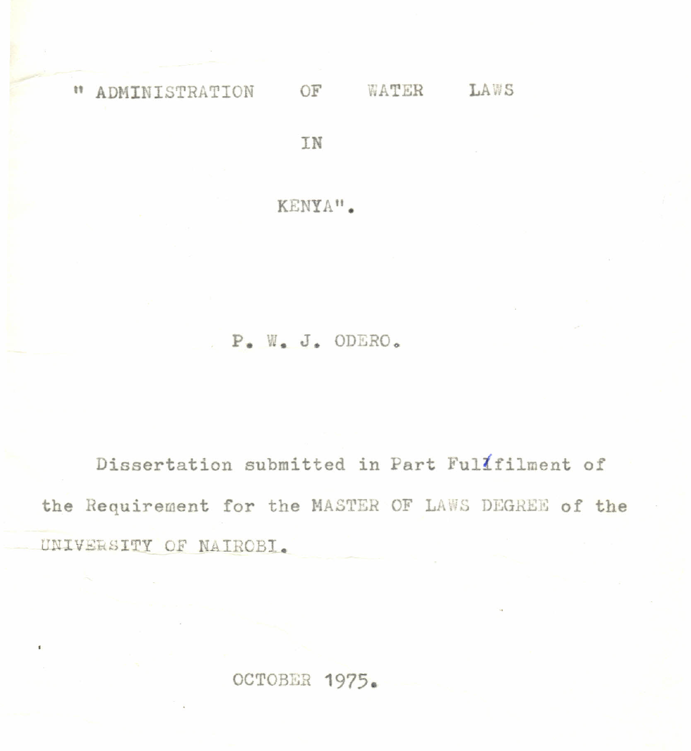# " ADMINISTRATION OF WATER LAWS IN KENYA".

P. W. J. ODERO.

Dissertation submitted in Part Fulfilment of the Requirement for the MASTER OF LAWS DEGREE of the UNIVERSITY OF NAIROBI.

OCTOBER 1975.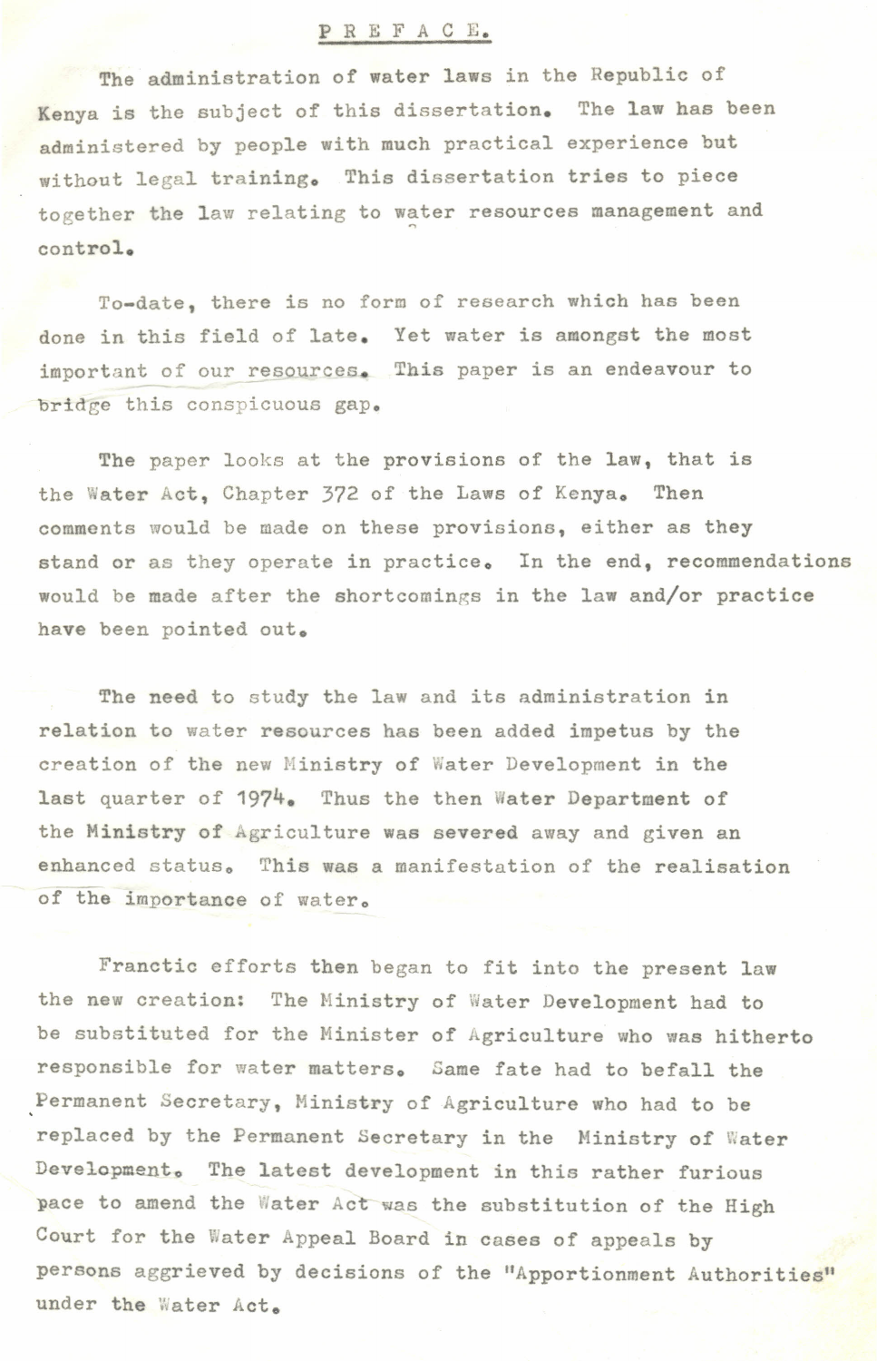# PREFACE.

The administration of water laws in the Republic of Kenya is the subject of this dissertation. The law has been administered by people with much practical experience but without legal training. This dissertation tries to piece together the law relating to water resources management and control.

To-date, there is no form of research which has been done in this field of late. Yet water is amongst the most important of our resources. This paper is an endeavour to bridge this conspicuous gap.

The paper looks at the provisions of the law, that is the Water Act, Chapter 372 of the Laws of Kenya. Then comments would be made on these provisions, either as they stand or as they operate in practice. In the end, recommendations would be made after the shortcomings in the law and/or practice have been pointed out.

The need to study the law and its administration in relation to water resources has been added impetus by the creation of the new Ministry of Water Development in the last quarter of 1974. Thus the then Water Department of the Ministry of Agriculture was severed away and given an enhanced status. This was a manifestation of the realisation of the importance of water.

Franctic efforts then began to fit into the present law the new creation: The Ministry of Water Development had to be substituted for the Minister of Agriculture who was hitherto responsible for water matters. Same fate had to befall the Permanent Secretary, Ministry of Agriculture who had to be replaced by the Permanent Secretary in the Ministry of Water Development. The latest development in this rather furious pace to amend the Water Act was the substitution of the High Court for the Water Appeal Board in cases of appeals by persons aggrieved by decisions of the "Apportionment Authorities" under the Water Act.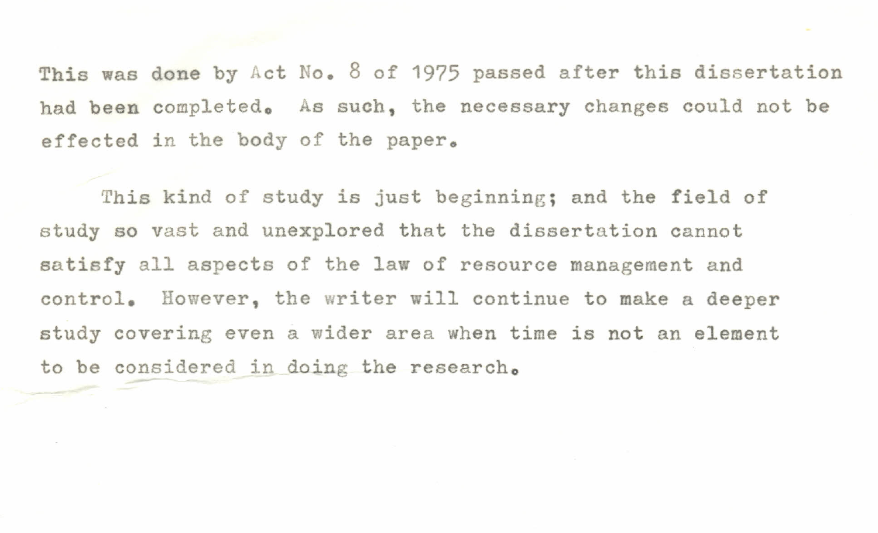This was done by Act No. 8 of 1975 passed after this dissertation had been completed. As such, the necessary changes could not be effected in the body of the paper.

This kind of study is just beginning; and the field of study so vast and unexplored that the dissertation cannot satisfy all aspects of the law of resource management and control. However, the writer will continue to make a deeper study covering even a wider area when time is not an element to be considered in doing the research.